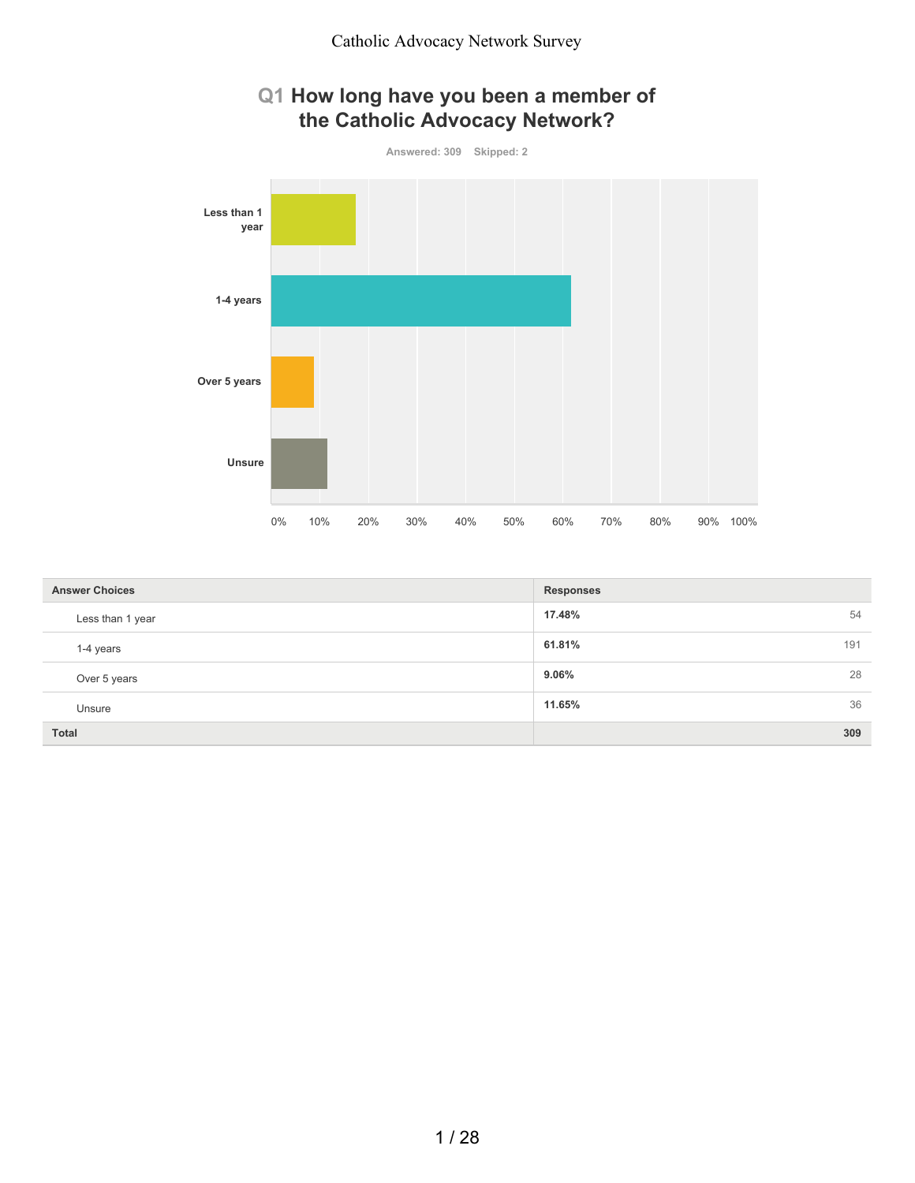# Catholic Advocacy Network Survey

## Q1 How long have you been a member of the Catholic Advocacy Network?

Answered: 309 Skipped: 2

| Answer Choices | Responses | |
|---|---|---|
| Less than 1 year | 17.48% | 54 |
| 1-4 years | 61.81% | 191 |
| Over 5 years | 9.06% | 28 |
| Unsure | 11.65% | 36 |
| **Total** | | **309** |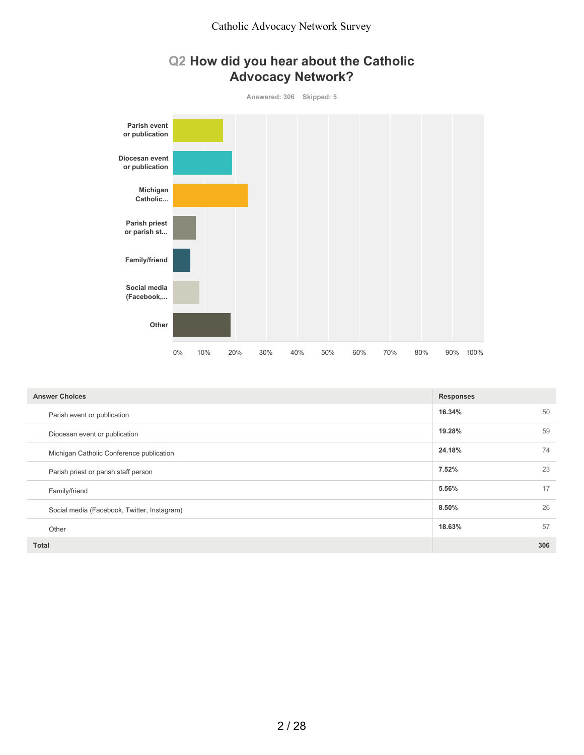## Q2 How did you hear about the Catholic Advocacy Network?

Answered: 306    Skipped: 5

| Answer Choices | Responses | |
|---|---|---|
| Parish event or publication | 16.34% | 50 |
| Diocesan event or publication | 19.28% | 59 |
| Michigan Catholic Conference publication | 24.18% | 74 |
| Parish priest or parish staff person | 7.52% | 23 |
| Family/friend | 5.56% | 17 |
| Social media (Facebook, Twitter, Instagram) | 8.50% | 26 |
| Other | 18.63% | 57 |
| **Total** | | **306** |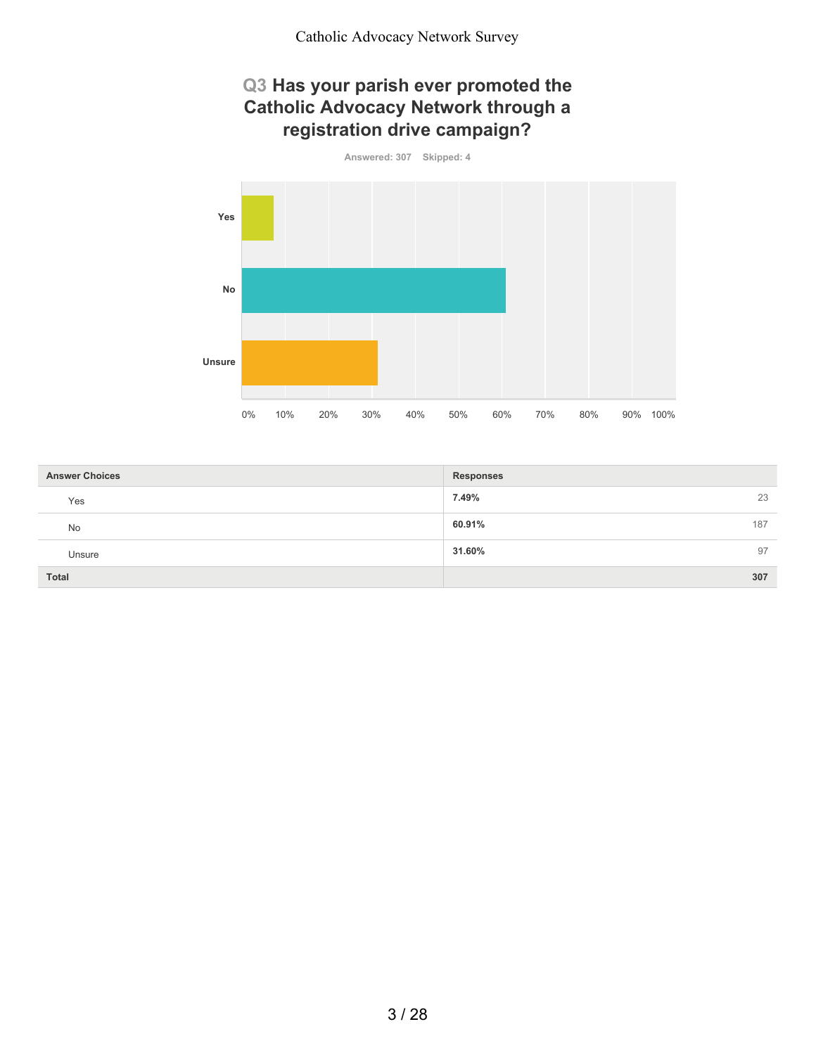## Q3 Has your parish ever promoted the Catholic Advocacy Network through a registration drive campaign?

Answered: 307 Skipped: 4

| Answer Choices | Responses | |
|---|---|---|
| Yes | **7.49%** | 23 |
| No | **60.91%** | 187 |
| Unsure | **31.60%** | 97 |
| **Total** | | **307** |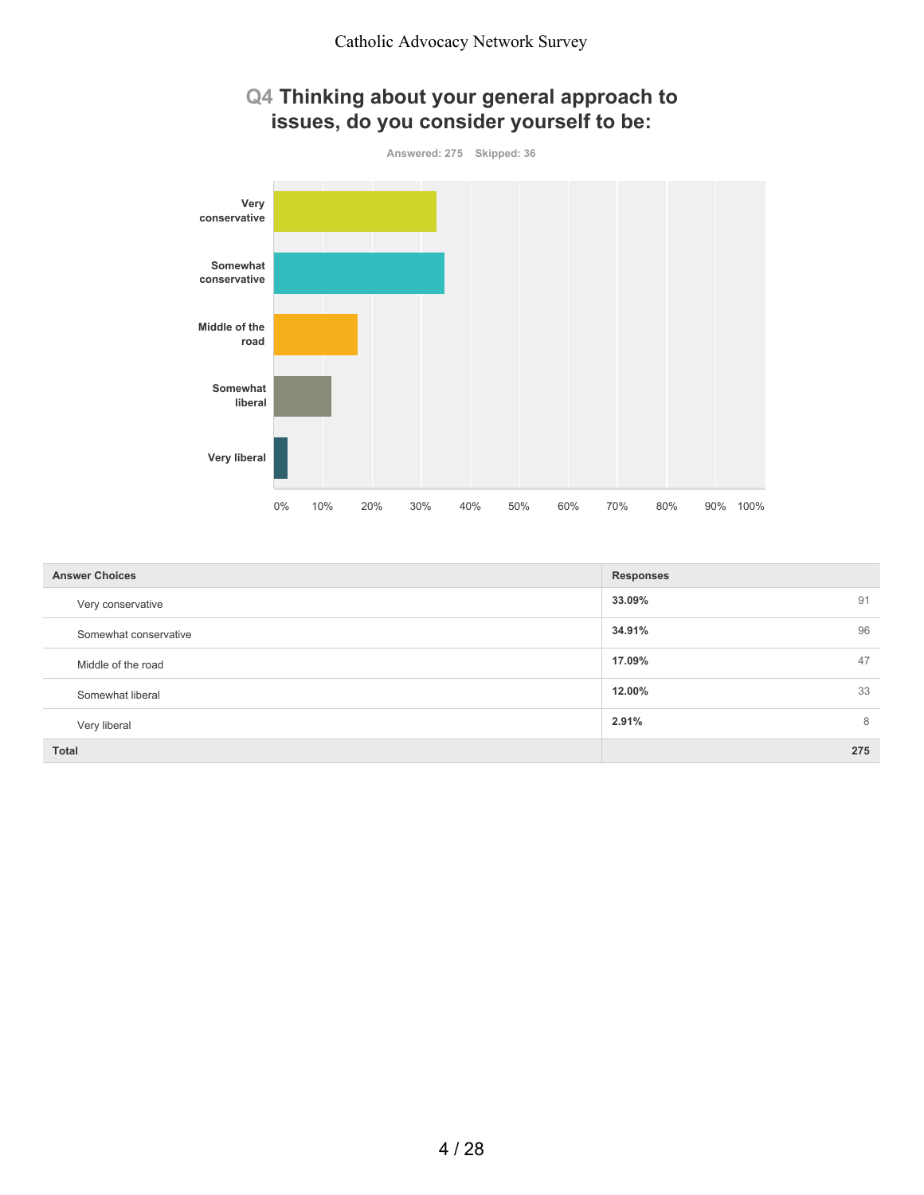## Q4 Thinking about your general approach to issues, do you consider yourself to be:

Answered: 275 Skipped: 36

| Answer Choices | Responses | |
|---|---|---|
| Very conservative | 33.09% | 91 |
| Somewhat conservative | 34.91% | 96 |
| Middle of the road | 17.09% | 47 |
| Somewhat liberal | 12.00% | 33 |
| Very liberal | 2.91% | 8 |
| **Total** | | **275** |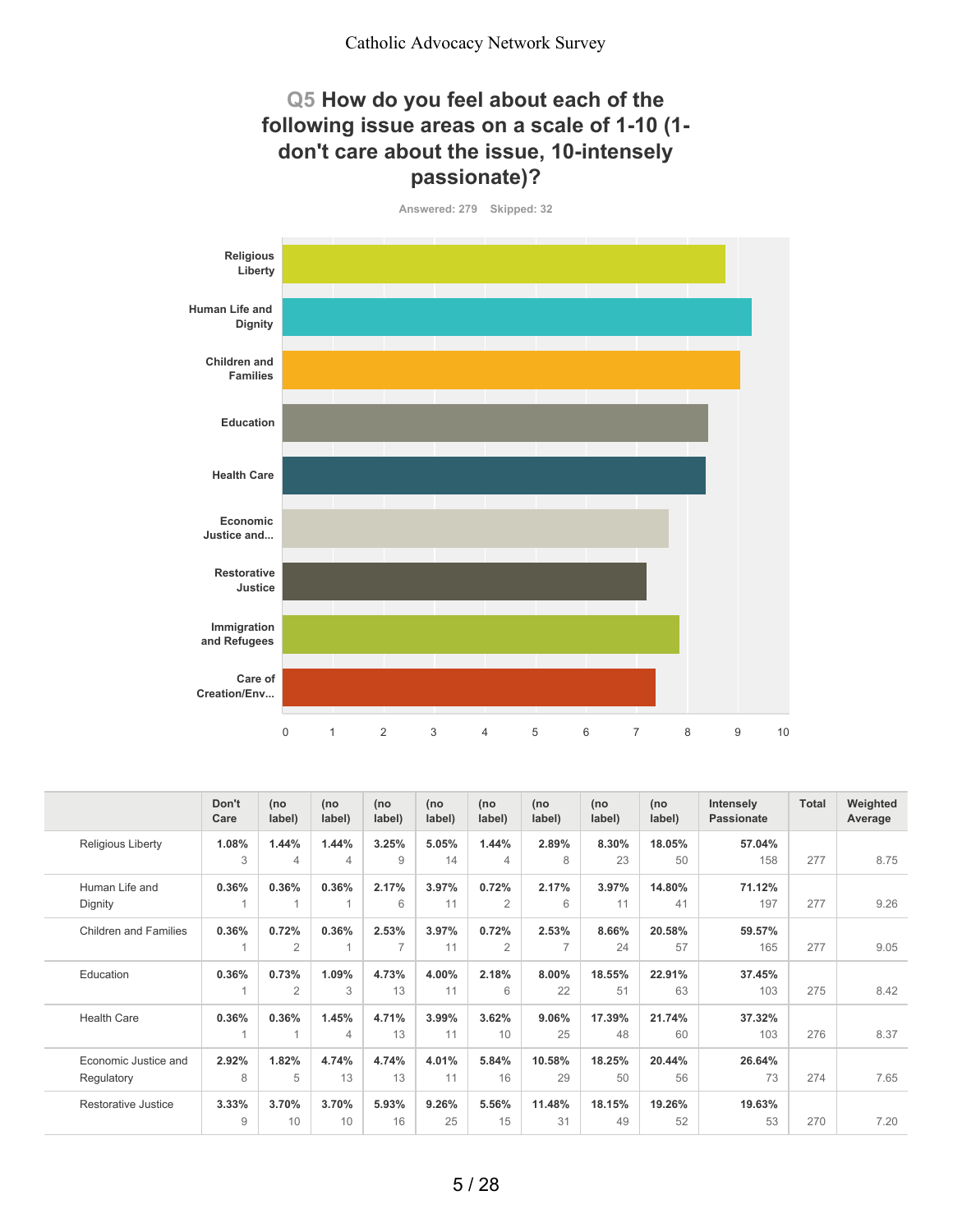## Q5 How do you feel about each of the following issue areas on a scale of 1-10 (1-don't care about the issue, 10-intensely passionate)?

Answered: 279 Skipped: 32

| | Don't Care | (no label) | (no label) | (no label) | (no label) | (no label) | (no label) | (no label) | (no label) | Intensely Passionate | Total | Weighted Average |
|---|---|---|---|---|---|---|---|---|---|---|---|---|
| Religious Liberty | **1.08%** 3 | **1.44%** 4 | **1.44%** 4 | **3.25%** 9 | **5.05%** 14 | **1.44%** 4 | **2.89%** 8 | **8.30%** 23 | **18.05%** 50 | **57.04%** 158 | 277 | 8.75 |
| Human Life and Dignity | **0.36%** 1 | **0.36%** 1 | **0.36%** 1 | **2.17%** 6 | **3.97%** 11 | **0.72%** 2 | **2.17%** 6 | **3.97%** 11 | **14.80%** 41 | **71.12%** 197 | 277 | 9.26 |
| Children and Families | **0.36%** 1 | **0.72%** 2 | **0.36%** 1 | **2.53%** 7 | **3.97%** 11 | **0.72%** 2 | **2.53%** 7 | **8.66%** 24 | **20.58%** 57 | **59.57%** 165 | 277 | 9.05 |
| Education | **0.36%** 1 | **0.73%** 2 | **1.09%** 3 | **4.73%** 13 | **4.00%** 11 | **2.18%** 6 | **8.00%** 22 | **18.55%** 51 | **22.91%** 63 | **37.45%** 103 | 275 | 8.42 |
| Health Care | **0.36%** 1 | **0.36%** 1 | **1.45%** 4 | **4.71%** 13 | **3.99%** 11 | **3.62%** 10 | **9.06%** 25 | **17.39%** 48 | **21.74%** 60 | **37.32%** 103 | 276 | 8.37 |
| Economic Justice and Regulatory | **2.92%** 8 | **1.82%** 5 | **4.74%** 13 | **4.74%** 13 | **4.01%** 11 | **5.84%** 16 | **10.58%** 29 | **18.25%** 50 | **20.44%** 56 | **26.64%** 73 | 274 | 7.65 |
| Restorative Justice | **3.33%** 9 | **3.70%** 10 | **3.70%** 10 | **5.93%** 16 | **9.26%** 25 | **5.56%** 15 | **11.48%** 31 | **18.15%** 49 | **19.26%** 52 | **19.63%** 53 | 270 | 7.20 |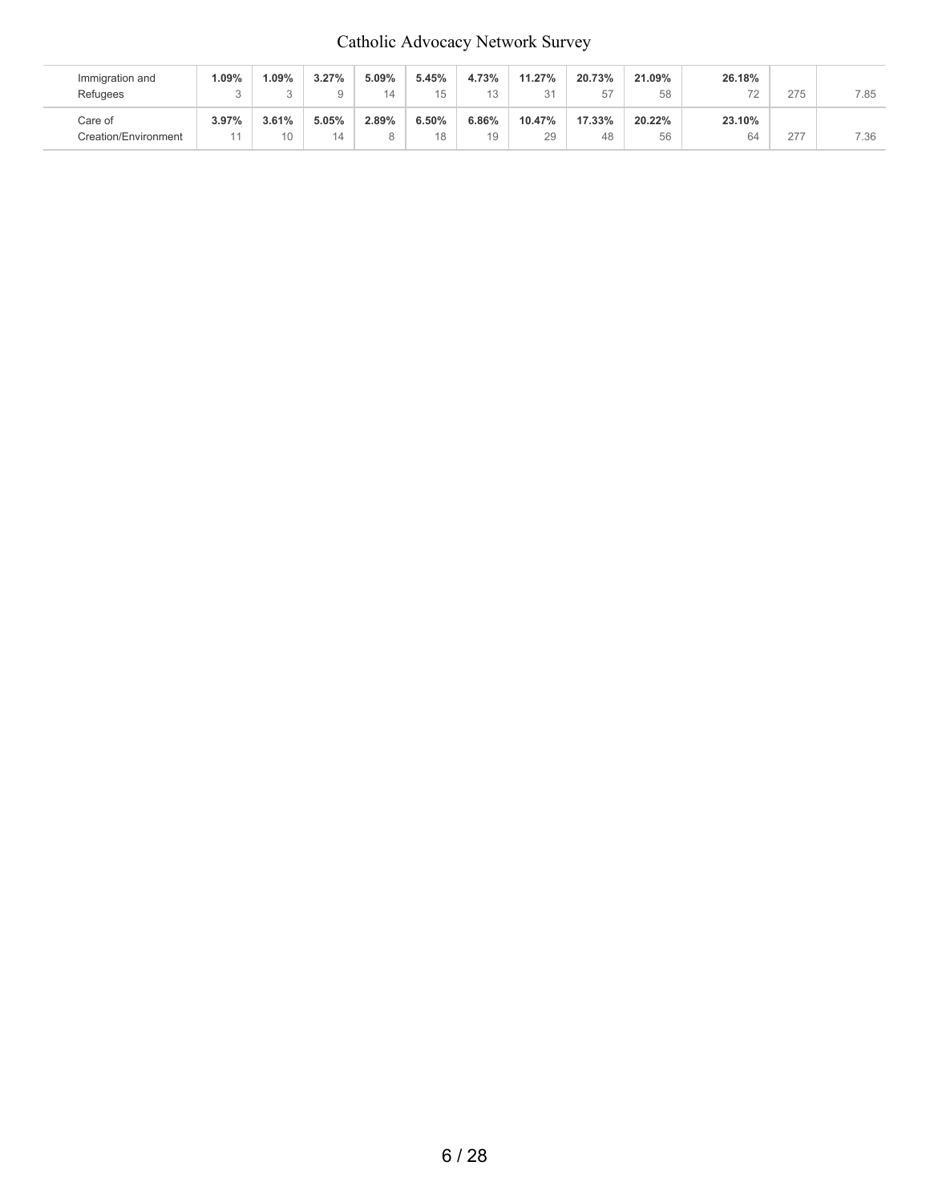| | | | | | | | | | | | | |
|---|---|---|---|---|---|---|---|---|---|---|---|---|
| Immigration and Refugees | **1.09%** 3 | **1.09%** 3 | **3.27%** 9 | **5.09%** 14 | **5.45%** 15 | **4.73%** 13 | **11.27%** 31 | **20.73%** 57 | **21.09%** 58 | **26.18%** 72 | 275 | 7.85 |
| Care of Creation/Environment | **3.97%** 11 | **3.61%** 10 | **5.05%** 14 | **2.89%** 8 | **6.50%** 18 | **6.86%** 19 | **10.47%** 29 | **17.33%** 48 | **20.22%** 56 | **23.10%** 64 | 277 | 7.36 |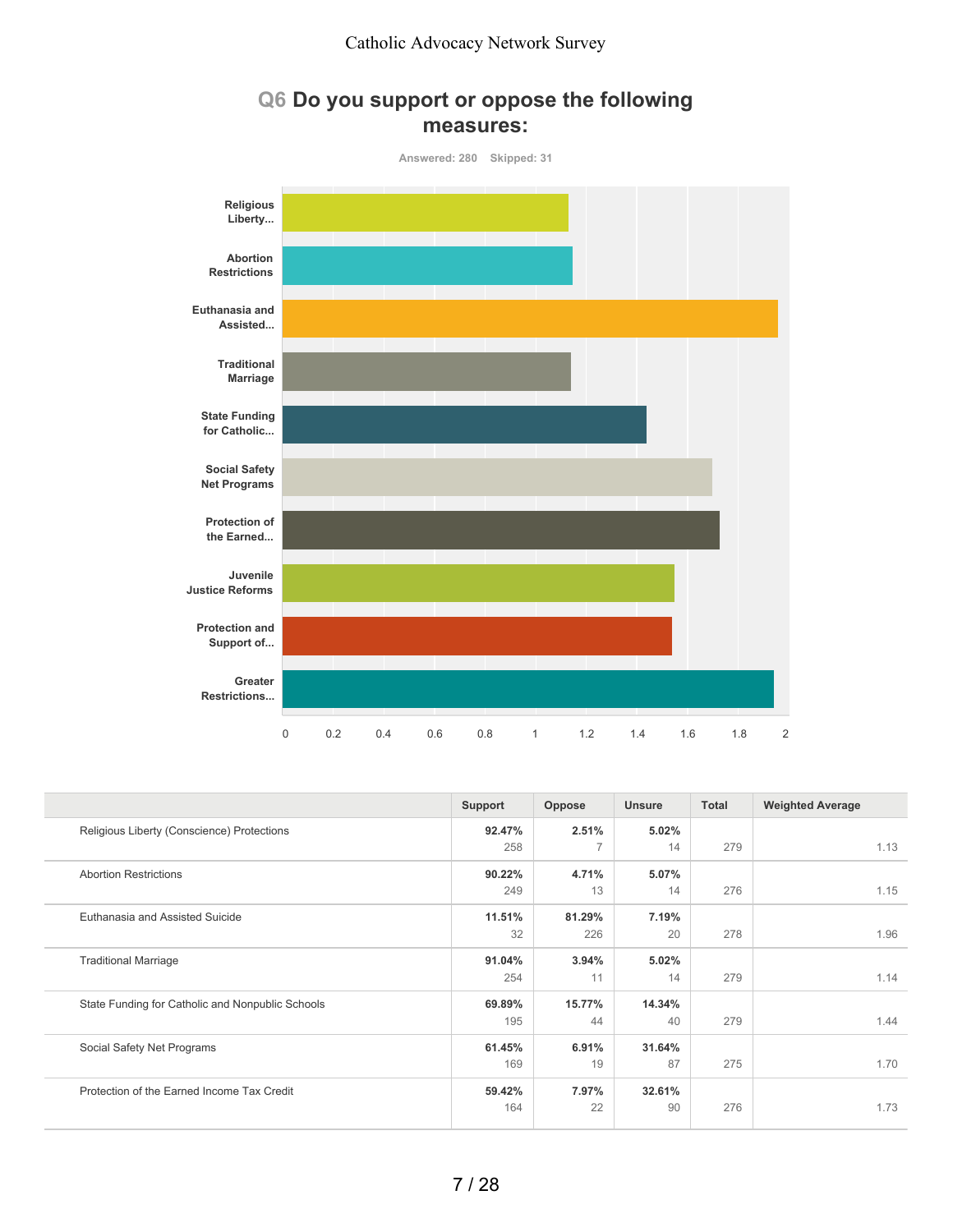## Q6 Do you support or oppose the following measures:

Answered: 280 Skipped: 31

| | Support | Oppose | Unsure | Total | Weighted Average |
|---|---|---|---|---|---|
| Religious Liberty (Conscience) Protections | 92.47%<br>258 | 2.51%<br>7 | 5.02%<br>14 | 279 | 1.13 |
| Abortion Restrictions | 90.22%<br>249 | 4.71%<br>13 | 5.07%<br>14 | 276 | 1.15 |
| Euthanasia and Assisted Suicide | 11.51%<br>32 | 81.29%<br>226 | 7.19%<br>20 | 278 | 1.96 |
| Traditional Marriage | 91.04%<br>254 | 3.94%<br>11 | 5.02%<br>14 | 279 | 1.14 |
| State Funding for Catholic and Nonpublic Schools | 69.89%<br>195 | 15.77%<br>44 | 14.34%<br>40 | 279 | 1.44 |
| Social Safety Net Programs | 61.45%<br>169 | 6.91%<br>19 | 31.64%<br>87 | 275 | 1.70 |
| Protection of the Earned Income Tax Credit | 59.42%<br>164 | 7.97%<br>22 | 32.61%<br>90 | 276 | 1.73 |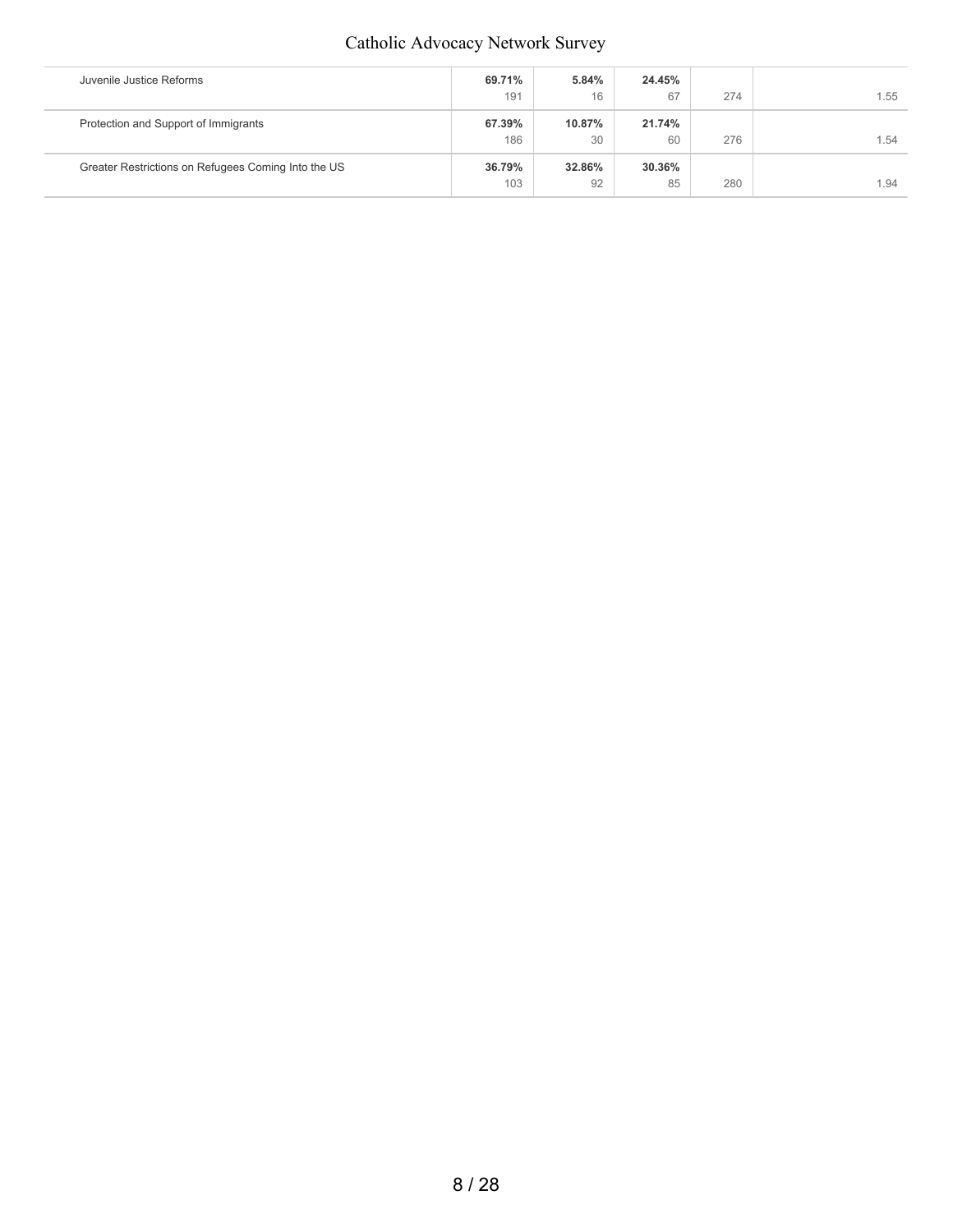| | | | | | |
|---|---|---|---|---|---|
| Juvenile Justice Reforms | **69.71%**<br>191 | **5.84%**<br>16 | **24.45%**<br>67 | 274 | 1.55 |
| Protection and Support of Immigrants | **67.39%**<br>186 | **10.87%**<br>30 | **21.74%**<br>60 | 276 | 1.54 |
| Greater Restrictions on Refugees Coming Into the US | **36.79%**<br>103 | **32.86%**<br>92 | **30.36%**<br>85 | 280 | 1.94 |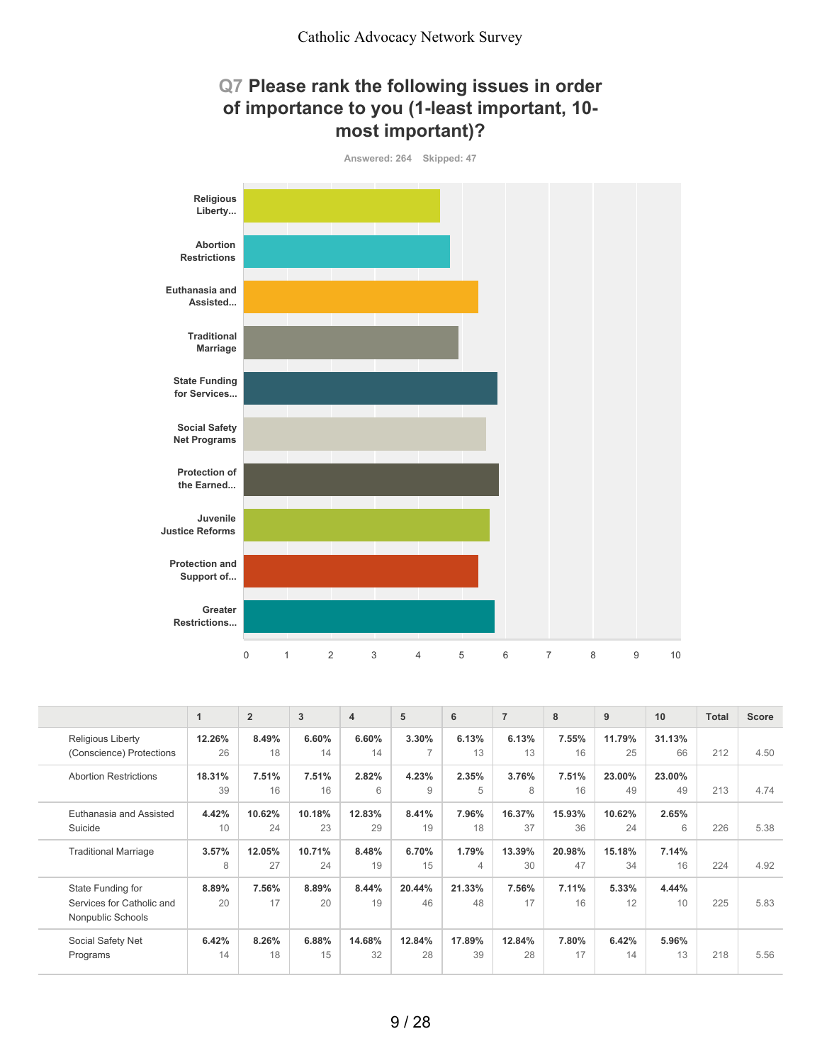# Q7 Please rank the following issues in order of importance to you (1-least important, 10-most important)?

Answered: 264 Skipped: 47

| | 1 | 2 | 3 | 4 | 5 | 6 | 7 | 8 | 9 | 10 | Total | Score |
|---|---|---|---|---|---|---|---|---|---|---|---|---|
| Religious Liberty (Conscience) Protections | **12.26%** 26 | **8.49%** 18 | **6.60%** 14 | **6.60%** 14 | **3.30%** 7 | **6.13%** 13 | **6.13%** 13 | **7.55%** 16 | **11.79%** 25 | **31.13%** 66 | 212 | 4.50 |
| Abortion Restrictions | **18.31%** 39 | **7.51%** 16 | **7.51%** 16 | **2.82%** 6 | **4.23%** 9 | **2.35%** 5 | **3.76%** 8 | **7.51%** 16 | **23.00%** 49 | **23.00%** 49 | 213 | 4.74 |
| Euthanasia and Assisted Suicide | **4.42%** 10 | **10.62%** 24 | **10.18%** 23 | **12.83%** 29 | **8.41%** 19 | **7.96%** 18 | **16.37%** 37 | **15.93%** 36 | **10.62%** 24 | **2.65%** 6 | 226 | 5.38 |
| Traditional Marriage | **3.57%** 8 | **12.05%** 27 | **10.71%** 24 | **8.48%** 19 | **6.70%** 15 | **1.79%** 4 | **13.39%** 30 | **20.98%** 47 | **15.18%** 34 | **7.14%** 16 | 224 | 4.92 |
| State Funding for Services for Catholic and Nonpublic Schools | **8.89%** 20 | **7.56%** 17 | **8.89%** 20 | **8.44%** 19 | **20.44%** 46 | **21.33%** 48 | **7.56%** 17 | **7.11%** 16 | **5.33%** 12 | **4.44%** 10 | 225 | 5.83 |
| Social Safety Net Programs | **6.42%** 14 | **8.26%** 18 | **6.88%** 15 | **14.68%** 32 | **12.84%** 28 | **17.89%** 39 | **12.84%** 28 | **7.80%** 17 | **6.42%** 14 | **5.96%** 13 | 218 | 5.56 |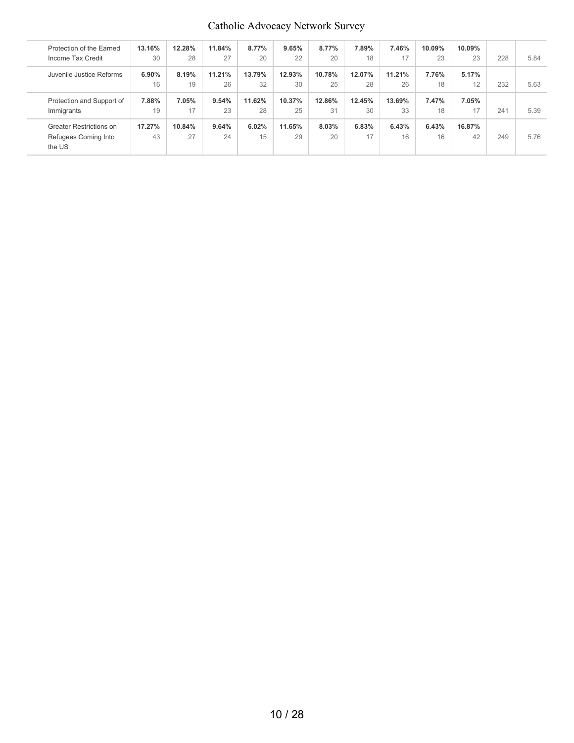| | | | | | | | | | | | | |
|---|---|---|---|---|---|---|---|---|---|---|---|---|
| Protection of the Earned Income Tax Credit | **13.16%** 30 | **12.28%** 28 | **11.84%** 27 | **8.77%** 20 | **9.65%** 22 | **8.77%** 20 | **7.89%** 18 | **7.46%** 17 | **10.09%** 23 | **10.09%** 23 | 228 | 5.84 |
| Juvenile Justice Reforms | **6.90%** 16 | **8.19%** 19 | **11.21%** 26 | **13.79%** 32 | **12.93%** 30 | **10.78%** 25 | **12.07%** 28 | **11.21%** 26 | **7.76%** 18 | **5.17%** 12 | 232 | 5.63 |
| Protection and Support of Immigrants | **7.88%** 19 | **7.05%** 17 | **9.54%** 23 | **11.62%** 28 | **10.37%** 25 | **12.86%** 31 | **12.45%** 30 | **13.69%** 33 | **7.47%** 18 | **7.05%** 17 | 241 | 5.39 |
| Greater Restrictions on Refugees Coming Into the US | **17.27%** 43 | **10.84%** 27 | **9.64%** 24 | **6.02%** 15 | **11.65%** 29 | **8.03%** 20 | **6.83%** 17 | **6.43%** 16 | **6.43%** 16 | **16.87%** 42 | 249 | 5.76 |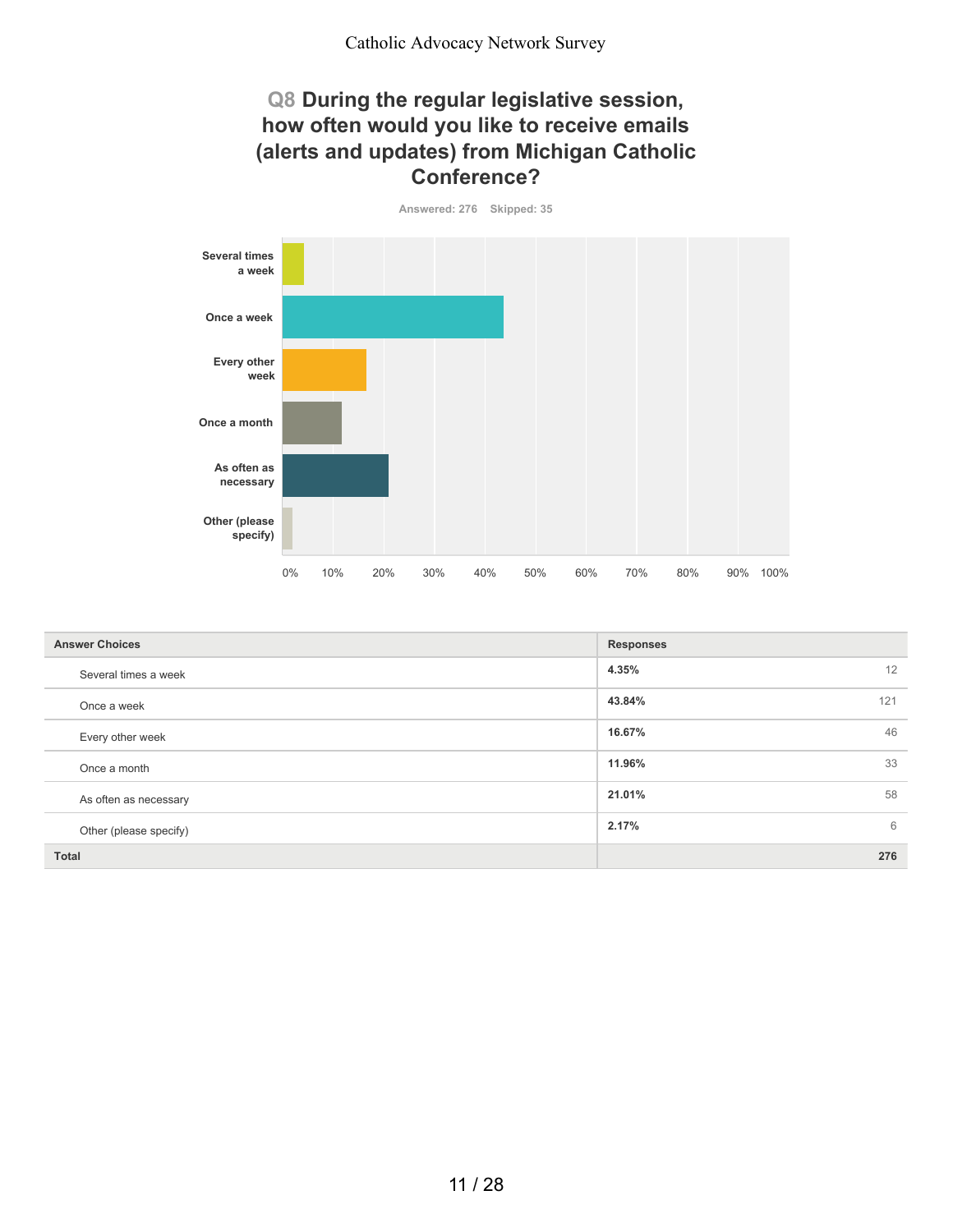## Q8 During the regular legislative session, how often would you like to receive emails (alerts and updates) from Michigan Catholic Conference?

Answered: 276 Skipped: 35

| Answer Choices | Responses | |
|---|---|---|
| Several times a week | 4.35% | 12 |
| Once a week | 43.84% | 121 |
| Every other week | 16.67% | 46 |
| Once a month | 11.96% | 33 |
| As often as necessary | 21.01% | 58 |
| Other (please specify) | 2.17% | 6 |
| **Total** | | **276** |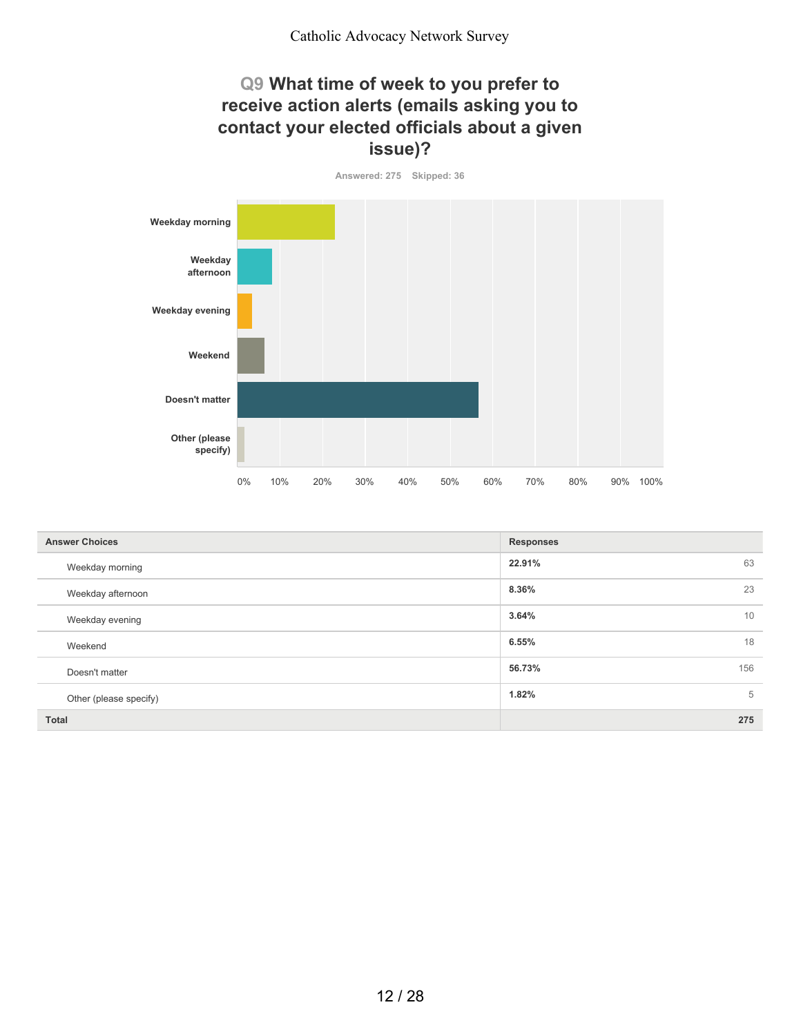# Q9 What time of week to you prefer to receive action alerts (emails asking you to contact your elected officials about a given issue)?

Answered: 275 Skipped: 36

| Answer Choices | Responses | |
|---|---|---|
| Weekday morning | 22.91% | 63 |
| Weekday afternoon | 8.36% | 23 |
| Weekday evening | 3.64% | 10 |
| Weekend | 6.55% | 18 |
| Doesn't matter | 56.73% | 156 |
| Other (please specify) | 1.82% | 5 |
| **Total** | | **275** |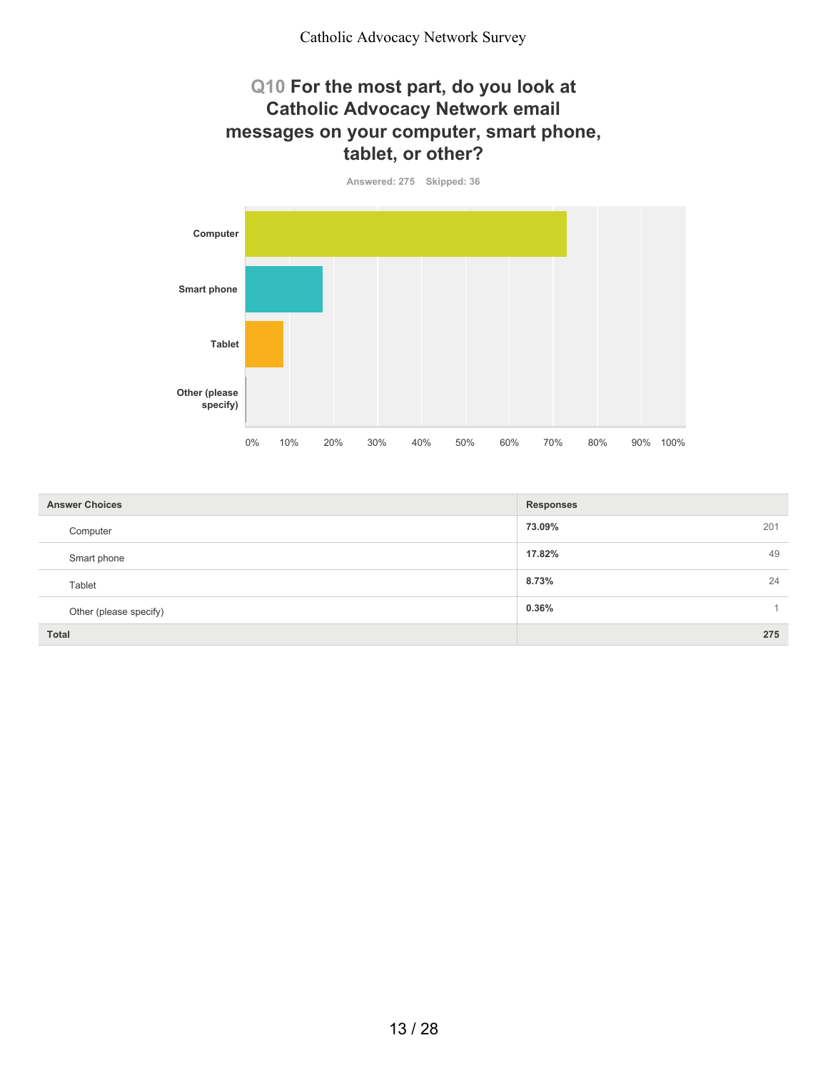## Q10 For the most part, do you look at Catholic Advocacy Network email messages on your computer, smart phone, tablet, or other?

Answered: 275 Skipped: 36

| Answer Choices | Responses | |
|---|---|---|
| Computer | **73.09%** | 201 |
| Smart phone | **17.82%** | 49 |
| Tablet | **8.73%** | 24 |
| Other (please specify) | **0.36%** | 1 |
| **Total** | | **275** |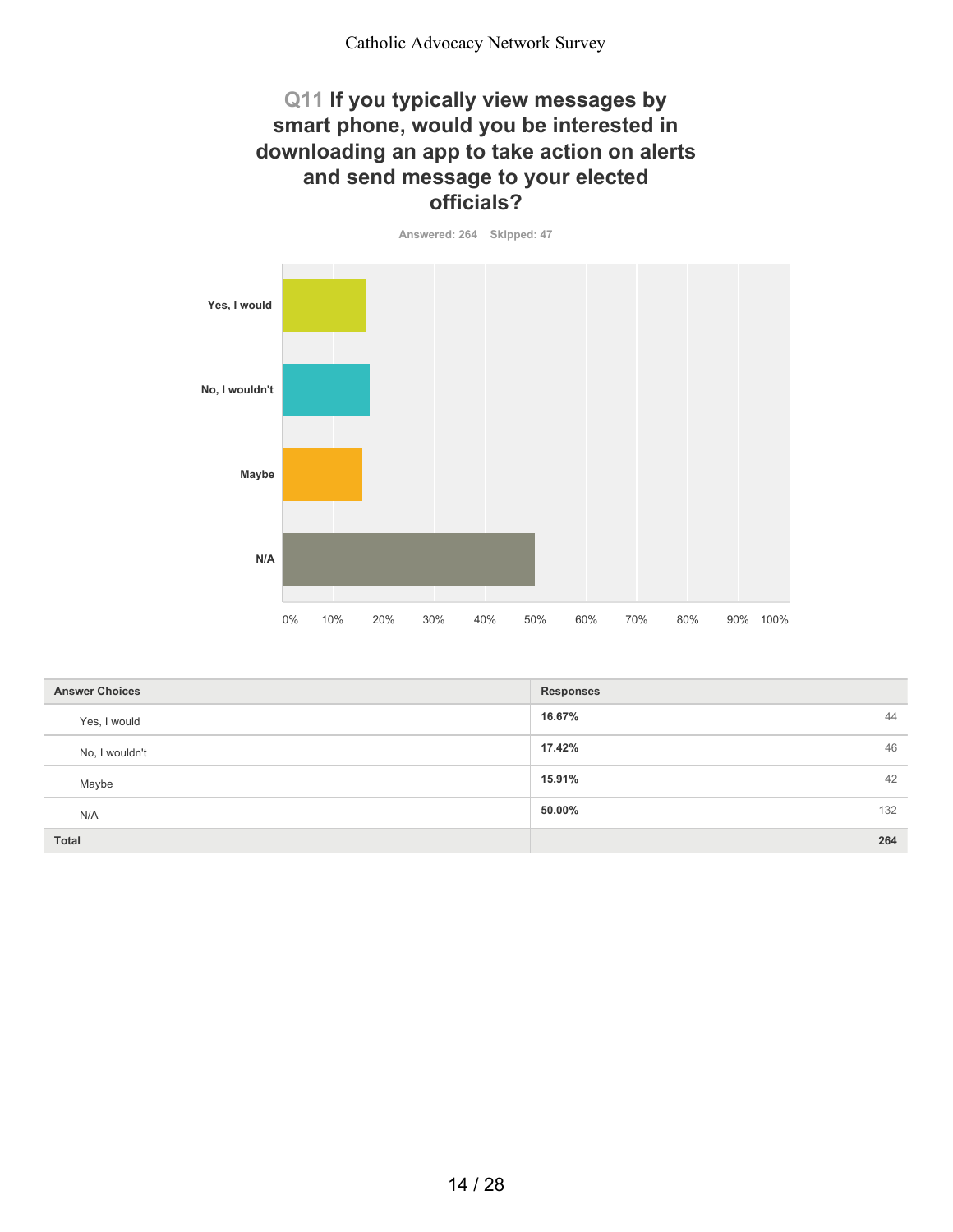## Q11 If you typically view messages by smart phone, would you be interested in downloading an app to take action on alerts and send message to your elected officials?

Answered: 264 Skipped: 47

| Answer Choices | Responses | |
|---|---|---|
| Yes, I would | 16.67% | 44 |
| No, I wouldn't | 17.42% | 46 |
| Maybe | 15.91% | 42 |
| N/A | 50.00% | 132 |
| Total | | 264 |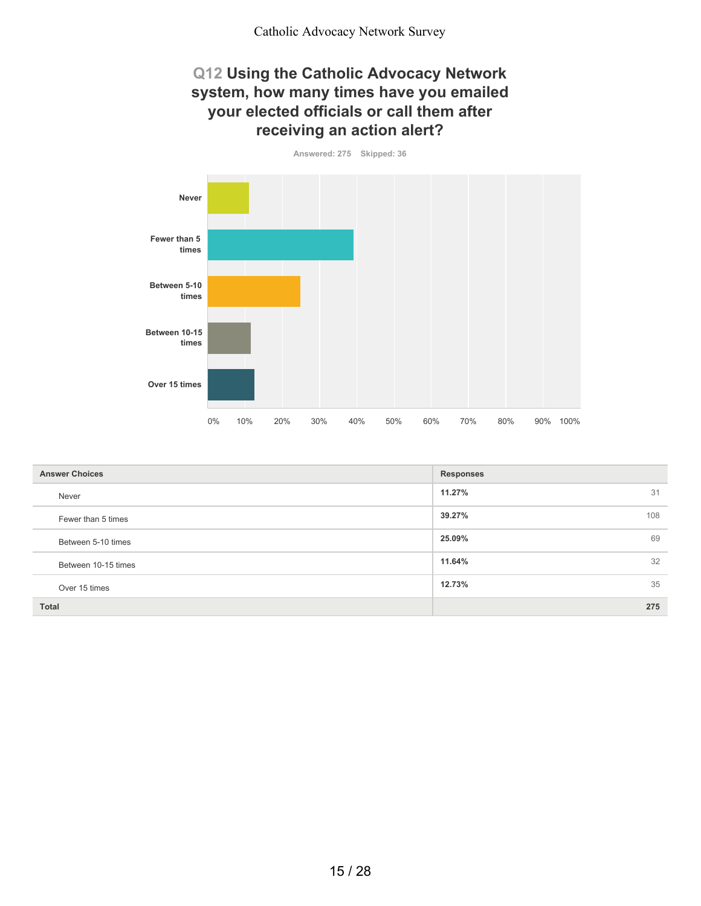## Q12 Using the Catholic Advocacy Network system, how many times have you emailed your elected officials or call them after receiving an action alert?

Answered: 275 Skipped: 36

| Answer Choices | Responses | |
|---|---|---|
| Never | 11.27% | 31 |
| Fewer than 5 times | 39.27% | 108 |
| Between 5-10 times | 25.09% | 69 |
| Between 10-15 times | 11.64% | 32 |
| Over 15 times | 12.73% | 35 |
| Total | | 275 |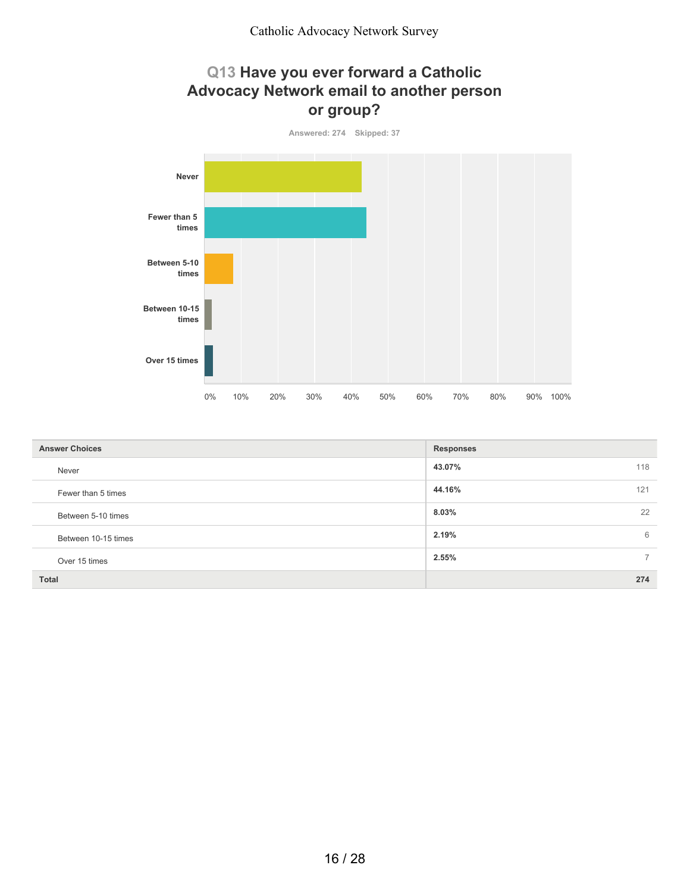## Q13 Have you ever forward a Catholic Advocacy Network email to another person or group?

Answered: 274 Skipped: 37

| Answer Choices | Responses | |
|---|---|---|
| Never | 43.07% | 118 |
| Fewer than 5 times | 44.16% | 121 |
| Between 5-10 times | 8.03% | 22 |
| Between 10-15 times | 2.19% | 6 |
| Over 15 times | 2.55% | 7 |
| **Total** | | **274** |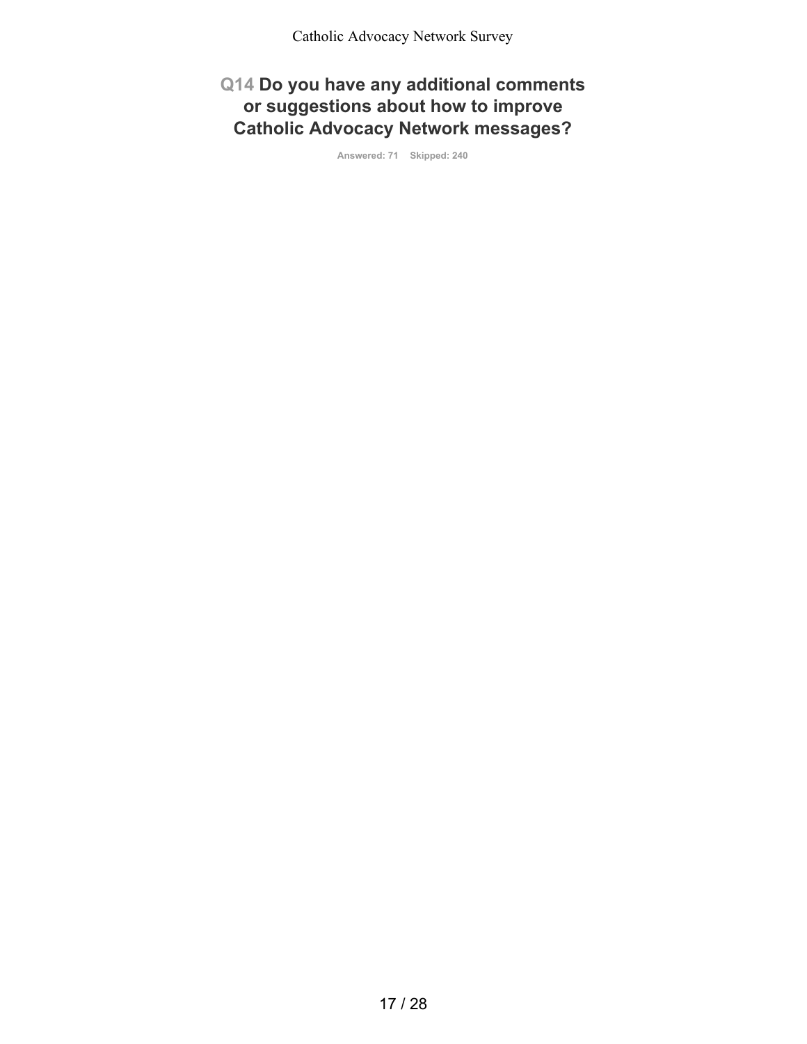## Q14 Do you have any additional comments or suggestions about how to improve Catholic Advocacy Network messages?

Answered: 71 Skipped: 240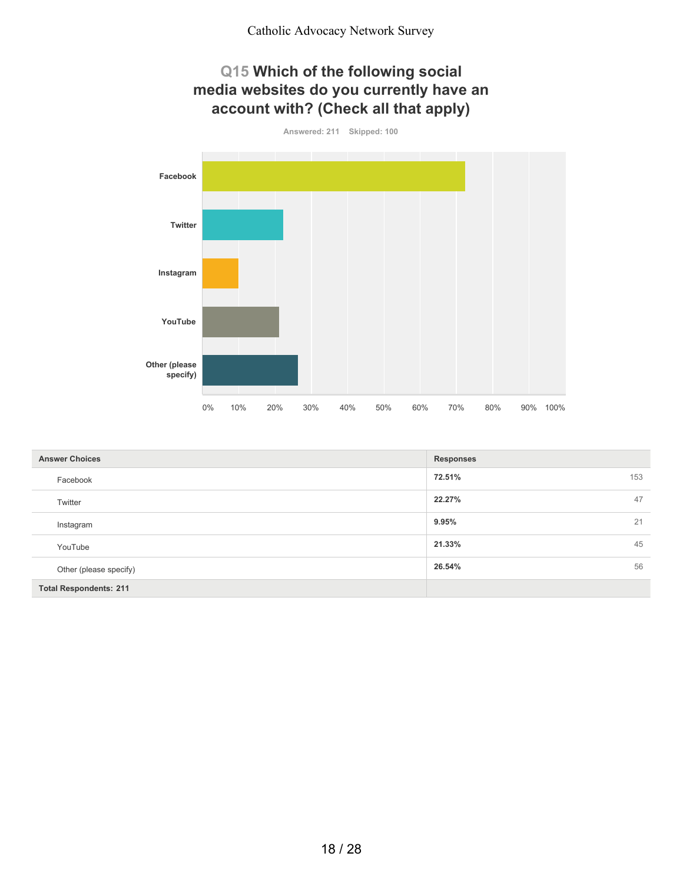## Q15 Which of the following social media websites do you currently have an account with? (Check all that apply)

Answered: 211 Skipped: 100

| Answer Choices | Responses | |
|---|---|---|
| Facebook | 72.51% | 153 |
| Twitter | 22.27% | 47 |
| Instagram | 9.95% | 21 |
| YouTube | 21.33% | 45 |
| Other (please specify) | 26.54% | 56 |
| **Total Respondents: 211** | | |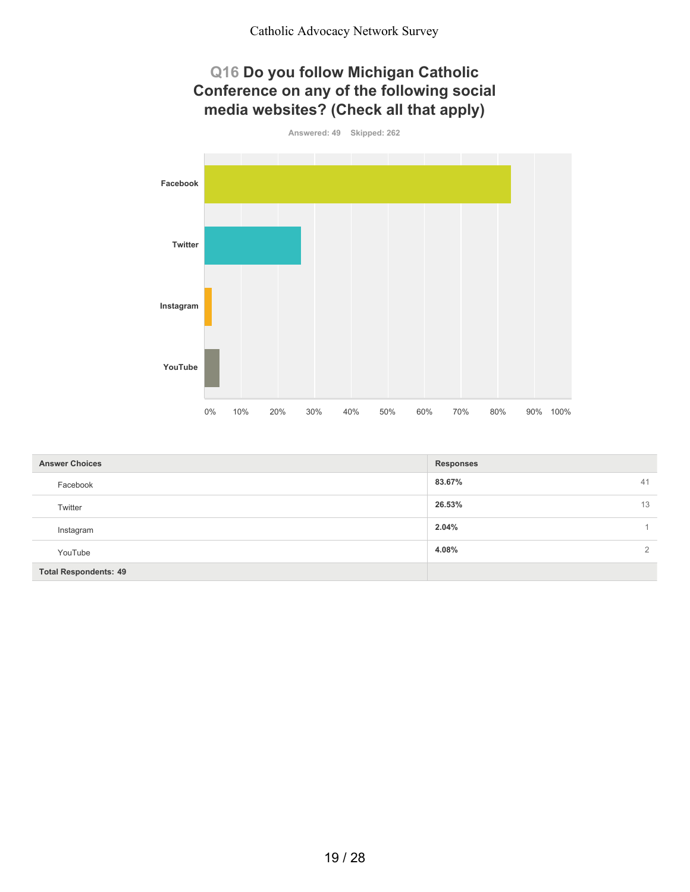## Q16 Do you follow Michigan Catholic Conference on any of the following social media websites? (Check all that apply)

Answered: 49 Skipped: 262

| Answer Choices | Responses | |
|---|---|---|
| Facebook | 83.67% | 41 |
| Twitter | 26.53% | 13 |
| Instagram | 2.04% | 1 |
| YouTube | 4.08% | 2 |
| Total Respondents: 49 | | |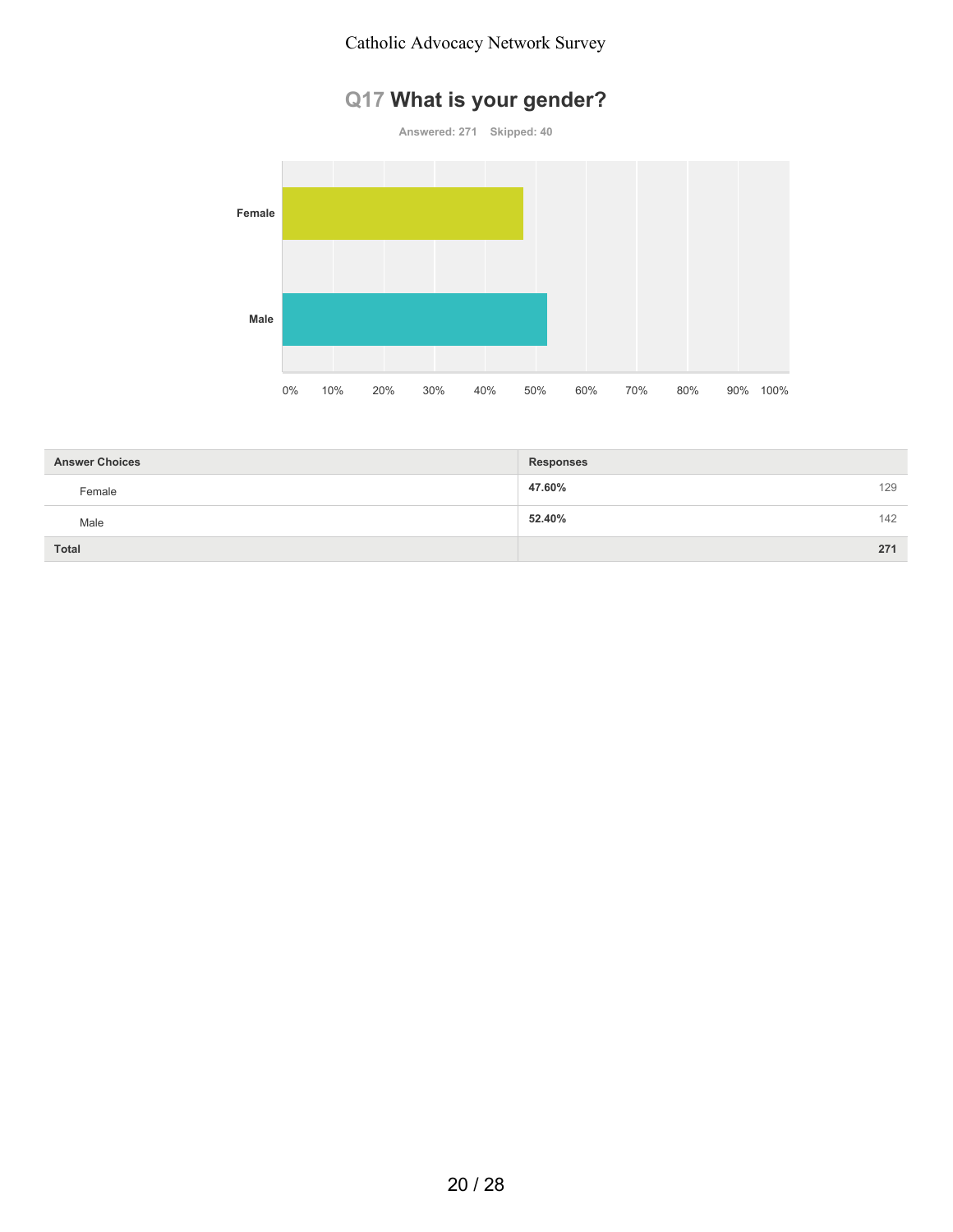## Q17 What is your gender?

Answered: 271 Skipped: 40

| Answer Choices | Responses | |
|---|---|---|
| Female | 47.60% | 129 |
| Male | 52.40% | 142 |
| **Total** | | **271** |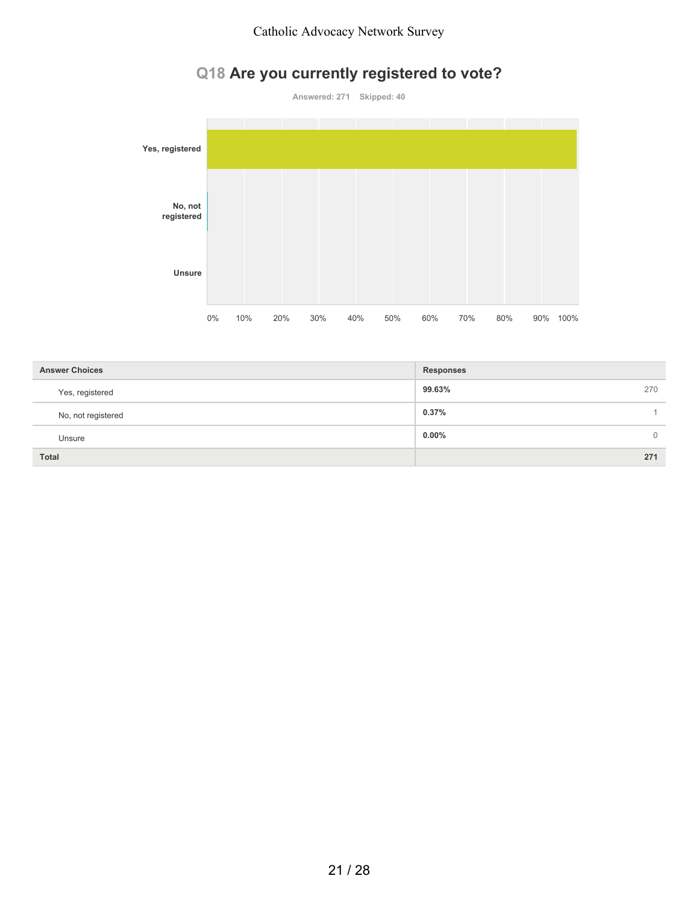## Q18 Are you currently registered to vote?

Answered: 271    Skipped: 40

| Answer Choices | Responses | |
|---|---|---|
| Yes, registered | 99.63% | 270 |
| No, not registered | 0.37% | 1 |
| Unsure | 0.00% | 0 |
| **Total** | | **271** |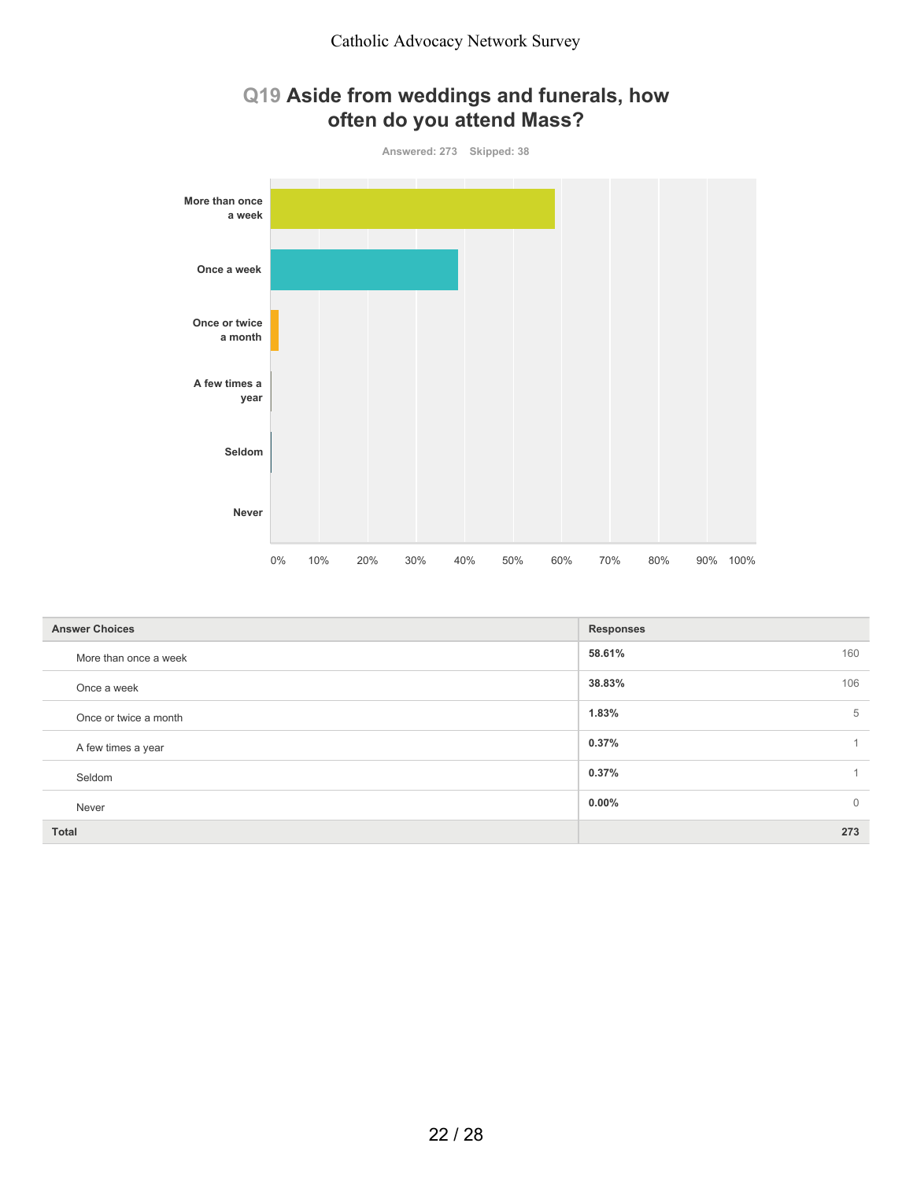## Q19 Aside from weddings and funerals, how often do you attend Mass?

Answered: 273 Skipped: 38

| Answer Choices | Responses | |
|---|---|---|
| More than once a week | 58.61% | 160 |
| Once a week | 38.83% | 106 |
| Once or twice a month | 1.83% | 5 |
| A few times a year | 0.37% | 1 |
| Seldom | 0.37% | 1 |
| Never | 0.00% | 0 |
| **Total** | | **273** |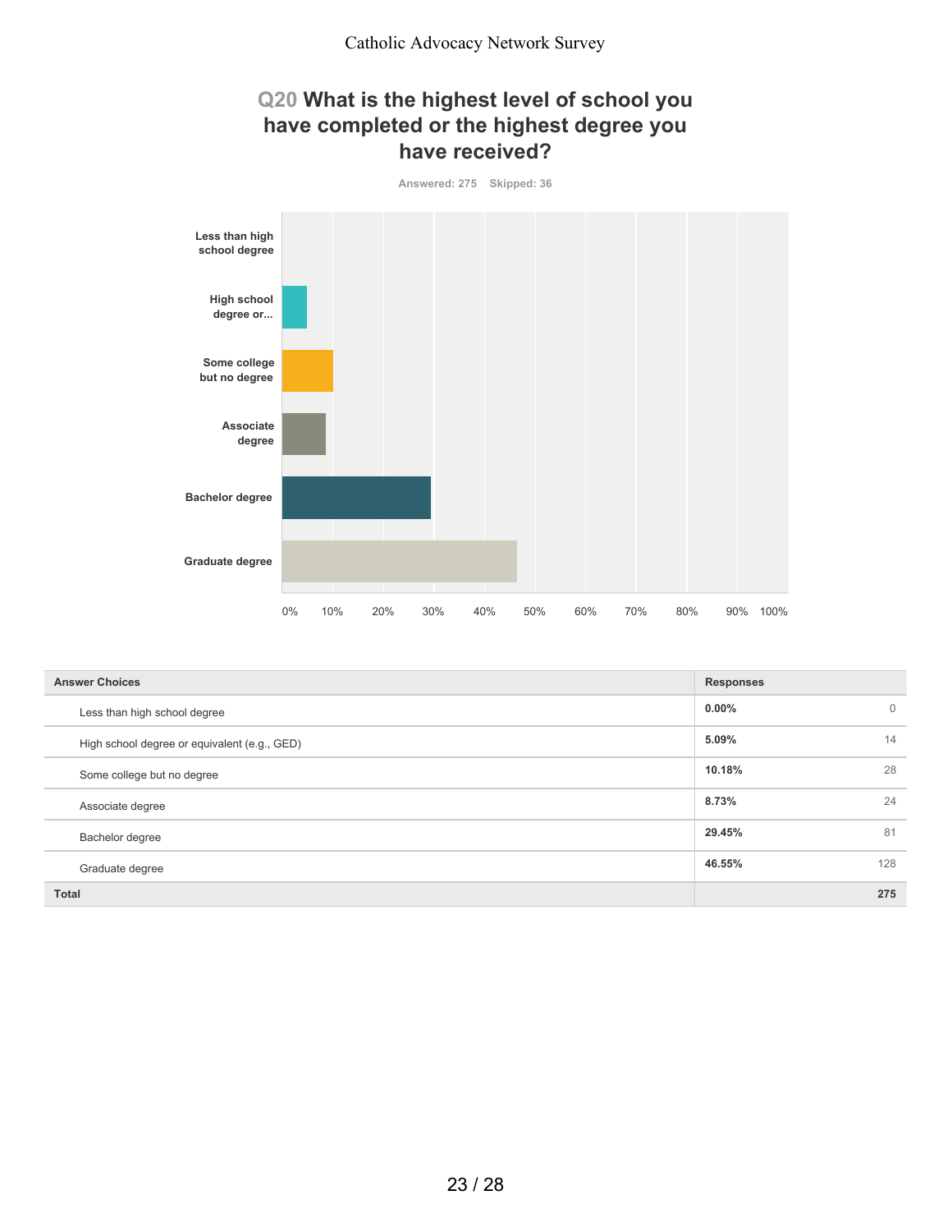## Q20 What is the highest level of school you have completed or the highest degree you have received?

Answered: 275 Skipped: 36

| Answer Choices | Responses | |
|---|---|---|
| Less than high school degree | 0.00% | 0 |
| High school degree or equivalent (e.g., GED) | 5.09% | 14 |
| Some college but no degree | 10.18% | 28 |
| Associate degree | 8.73% | 24 |
| Bachelor degree | 29.45% | 81 |
| Graduate degree | 46.55% | 128 |
| **Total** | | **275** |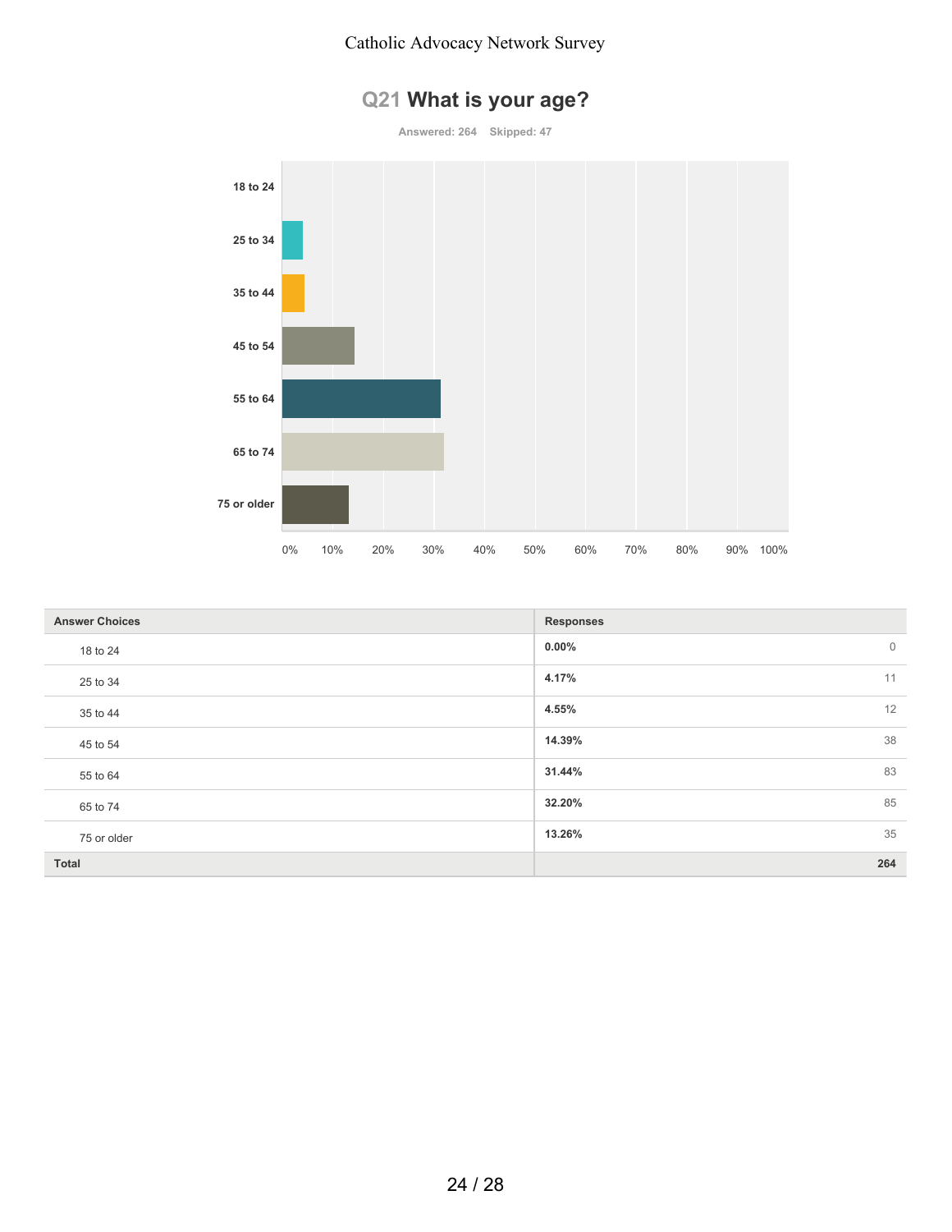## Q21 What is your age?

Answered: 264 Skipped: 47

| Answer Choices | Responses | |
|---|---|---|
| 18 to 24 | 0.00% | 0 |
| 25 to 34 | 4.17% | 11 |
| 35 to 44 | 4.55% | 12 |
| 45 to 54 | 14.39% | 38 |
| 55 to 64 | 31.44% | 83 |
| 65 to 74 | 32.20% | 85 |
| 75 or older | 13.26% | 35 |
| **Total** | | **264** |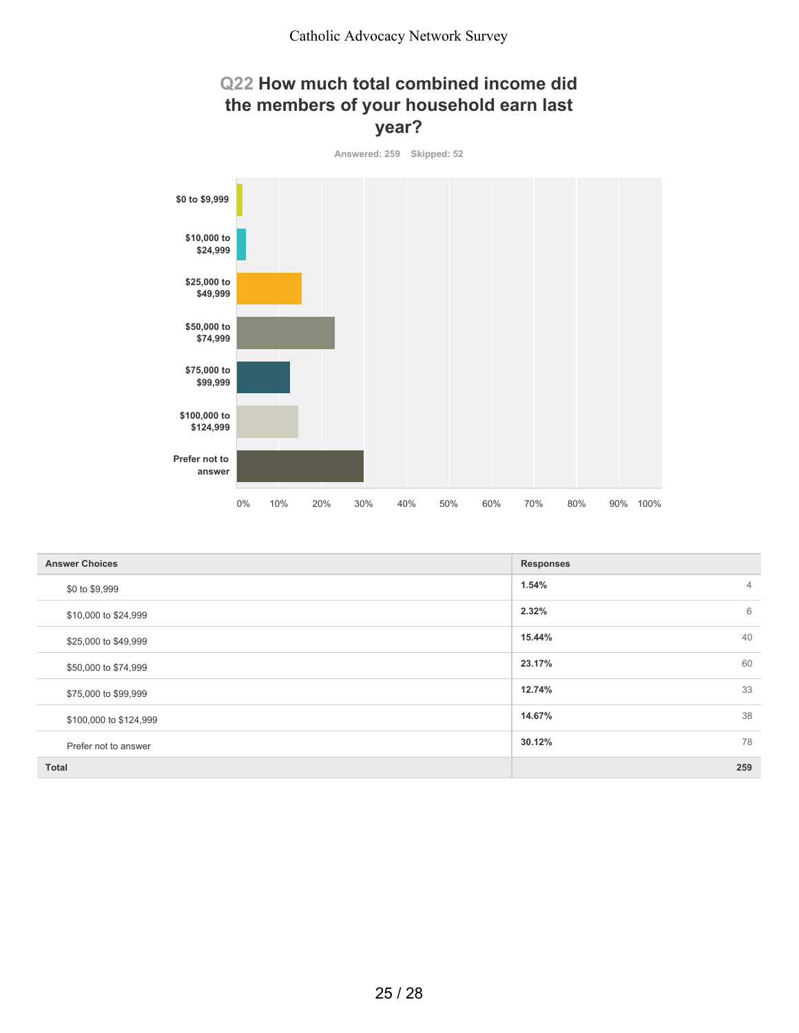## Q22 How much total combined income did the members of your household earn last year?

Answered: 259 Skipped: 52

| Answer Choices | Responses | |
|---|---|---|
| $0 to $9,999 | 1.54% | 4 |
| $10,000 to $24,999 | 2.32% | 6 |
| $25,000 to $49,999 | 15.44% | 40 |
| $50,000 to $74,999 | 23.17% | 60 |
| $75,000 to $99,999 | 12.74% | 33 |
| $100,000 to $124,999 | 14.67% | 38 |
| Prefer not to answer | 30.12% | 78 |
| **Total** | | **259** |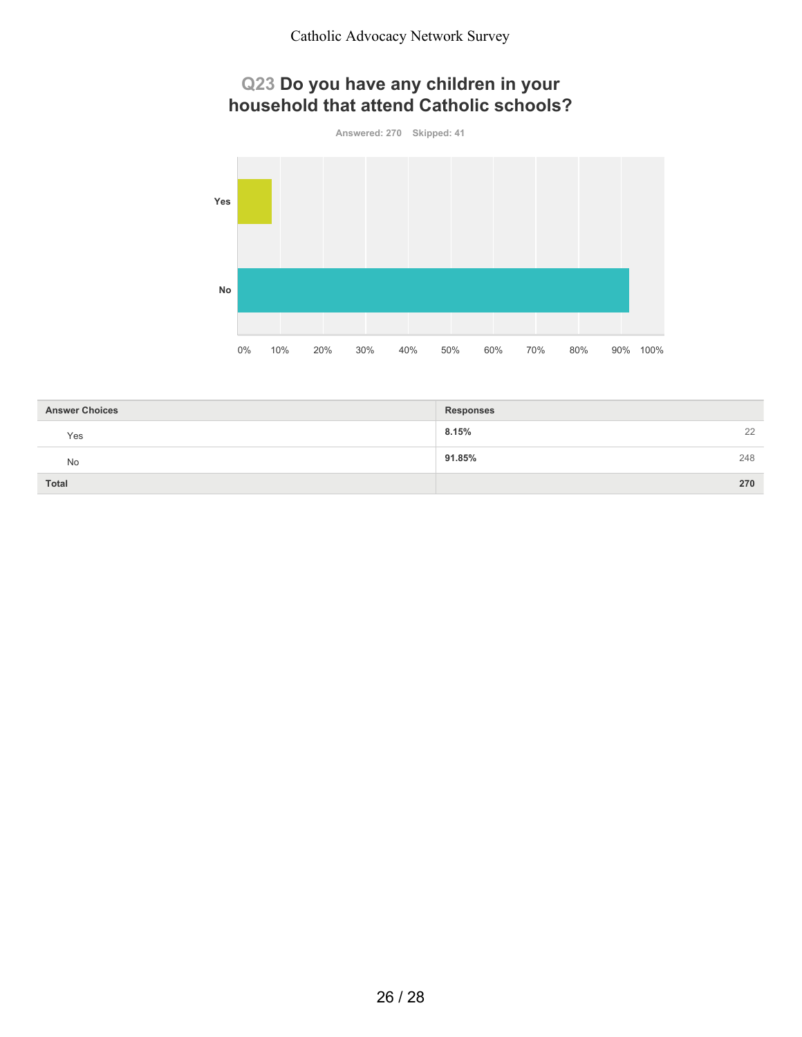## Q23 Do you have any children in your household that attend Catholic schools?

Answered: 270 Skipped: 41

| Answer Choices | Responses | |
|---|---|---|
| Yes | 8.15% | 22 |
| No | 91.85% | 248 |
| Total | | 270 |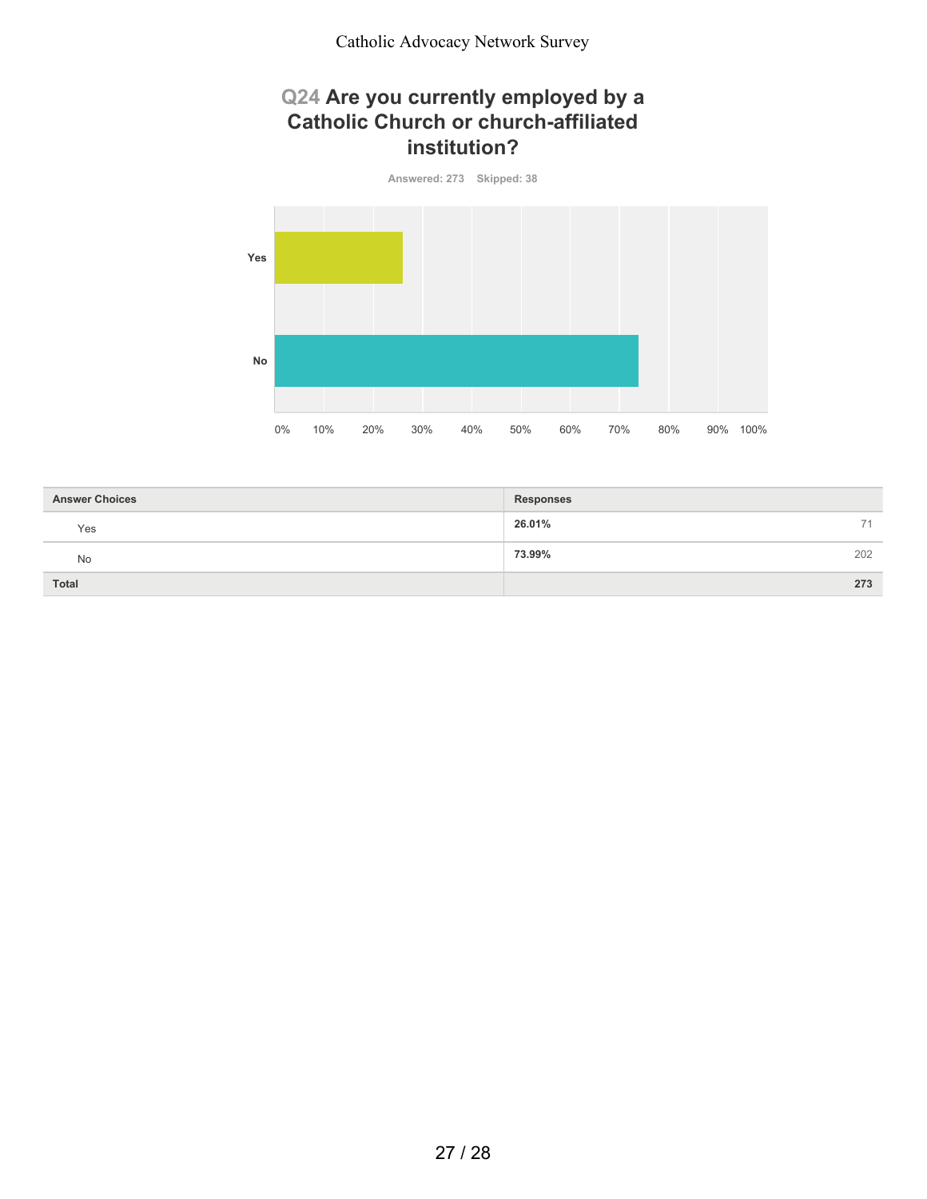## Q24 Are you currently employed by a Catholic Church or church-affiliated institution?

Answered: 273 Skipped: 38

| Answer Choices | Responses | |
|---|---|---|
| Yes | 26.01% | 71 |
| No | 73.99% | 202 |
| Total | | 273 |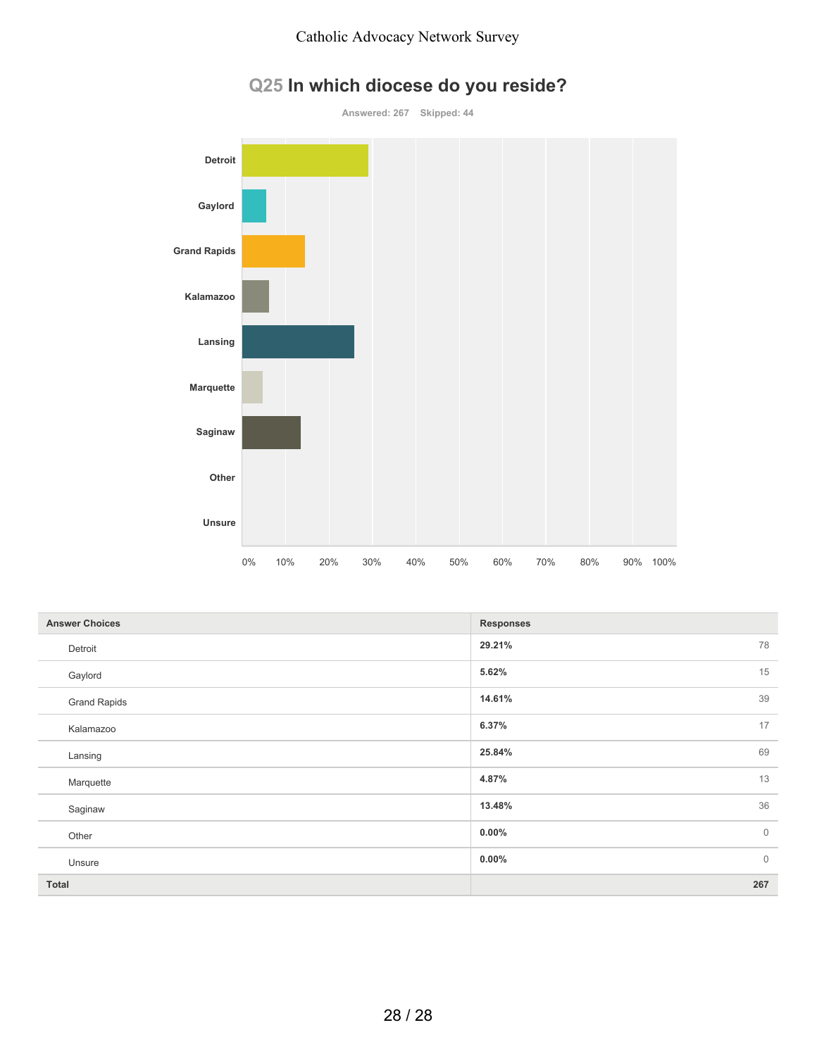## Q25 In which diocese do you reside?

Answered: 267 Skipped: 44

Detroit
Gaylord
Grand Rapids
Kalamazoo
Lansing
Marquette
Saginaw
Other
Unsure

0% 10% 20% 30% 40% 50% 60% 70% 80% 90% 100%

| Answer Choices | Responses | |
|---|---|---|
| Detroit | 29.21% | 78 |
| Gaylord | 5.62% | 15 |
| Grand Rapids | 14.61% | 39 |
| Kalamazoo | 6.37% | 17 |
| Lansing | 25.84% | 69 |
| Marquette | 4.87% | 13 |
| Saginaw | 13.48% | 36 |
| Other | 0.00% | 0 |
| Unsure | 0.00% | 0 |
| **Total** | | **267** |